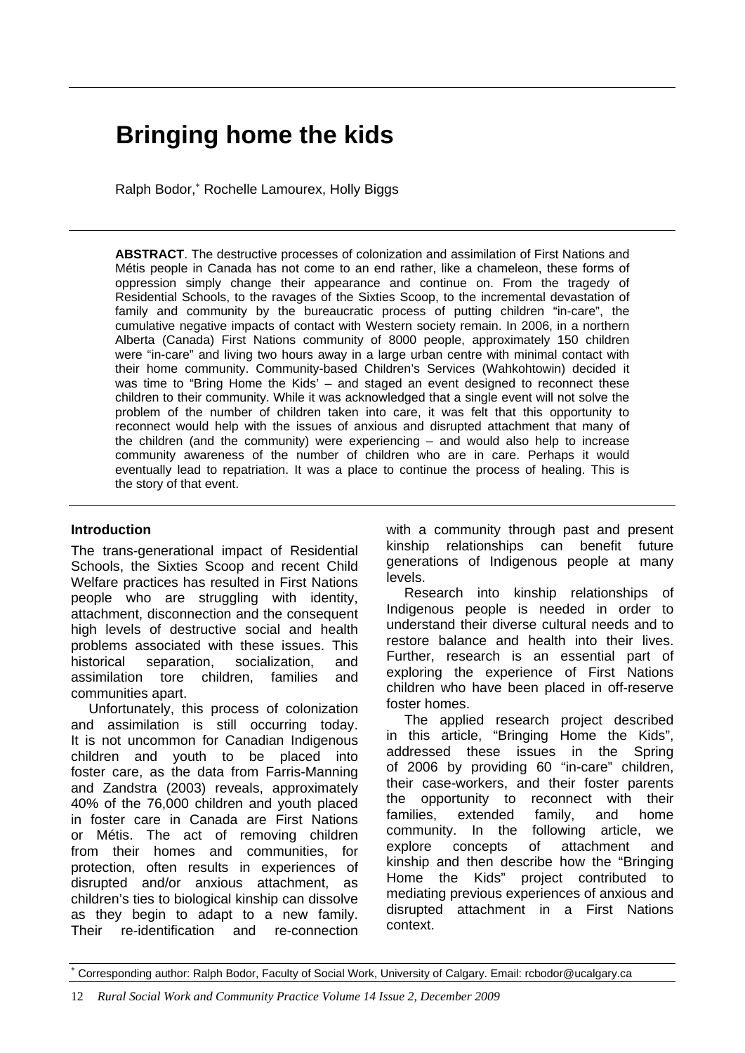# Bringing home the kids

Ralph Bodor,[*] Rochelle Lamourex, Holly Biggs

**ABSTRACT**. The destructive processes of colonization and assimilation of First Nations and Métis people in Canada has not come to an end rather, like a chameleon, these forms of oppression simply change their appearance and continue on. From the tragedy of Residential Schools, to the ravages of the Sixties Scoop, to the incremental devastation of family and community by the bureaucratic process of putting children "in-care", the cumulative negative impacts of contact with Western society remain. In 2006, in a northern Alberta (Canada) First Nations community of 8000 people, approximately 150 children were "in-care" and living two hours away in a large urban centre with minimal contact with their home community. Community-based Children's Services (Wahkohtowin) decided it was time to "Bring Home the Kids' – and staged an event designed to reconnect these children to their community. While it was acknowledged that a single event will not solve the problem of the number of children taken into care, it was felt that this opportunity to reconnect would help with the issues of anxious and disrupted attachment that many of the children (and the community) were experiencing – and would also help to increase community awareness of the number of children who are in care. Perhaps it would eventually lead to repatriation. It was a place to continue the process of healing. This is the story of that event.

## Introduction

The trans-generational impact of Residential Schools, the Sixties Scoop and recent Child Welfare practices has resulted in First Nations people who are struggling with identity, attachment, disconnection and the consequent high levels of destructive social and health problems associated with these issues. This historical separation, socialization, and assimilation tore children, families and communities apart.

Unfortunately, this process of colonization and assimilation is still occurring today. It is not uncommon for Canadian Indigenous children and youth to be placed into foster care, as the data from Farris-Manning and Zandstra (2003) reveals, approximately 40% of the 76,000 children and youth placed in foster care in Canada are First Nations or Métis. The act of removing children from their homes and communities, for protection, often results in experiences of disrupted and/or anxious attachment, as children's ties to biological kinship can dissolve as they begin to adapt to a new family. Their re-identification and re-connection with a community through past and present kinship relationships can benefit future generations of Indigenous people at many levels.

Research into kinship relationships of Indigenous people is needed in order to understand their diverse cultural needs and to restore balance and health into their lives. Further, research is an essential part of exploring the experience of First Nations children who have been placed in off-reserve foster homes.

The applied research project described in this article, "Bringing Home the Kids", addressed these issues in the Spring of 2006 by providing 60 "in-care" children, their case-workers, and their foster parents the opportunity to reconnect with their families, extended family, and home community. In the following article, we explore concepts of attachment and kinship and then describe how the "Bringing Home the Kids" project contributed to mediating previous experiences of anxious and disrupted attachment in a First Nations context.

[*] Corresponding author: Ralph Bodor, Faculty of Social Work, University of Calgary. Email: rcbodor@ucalgary.ca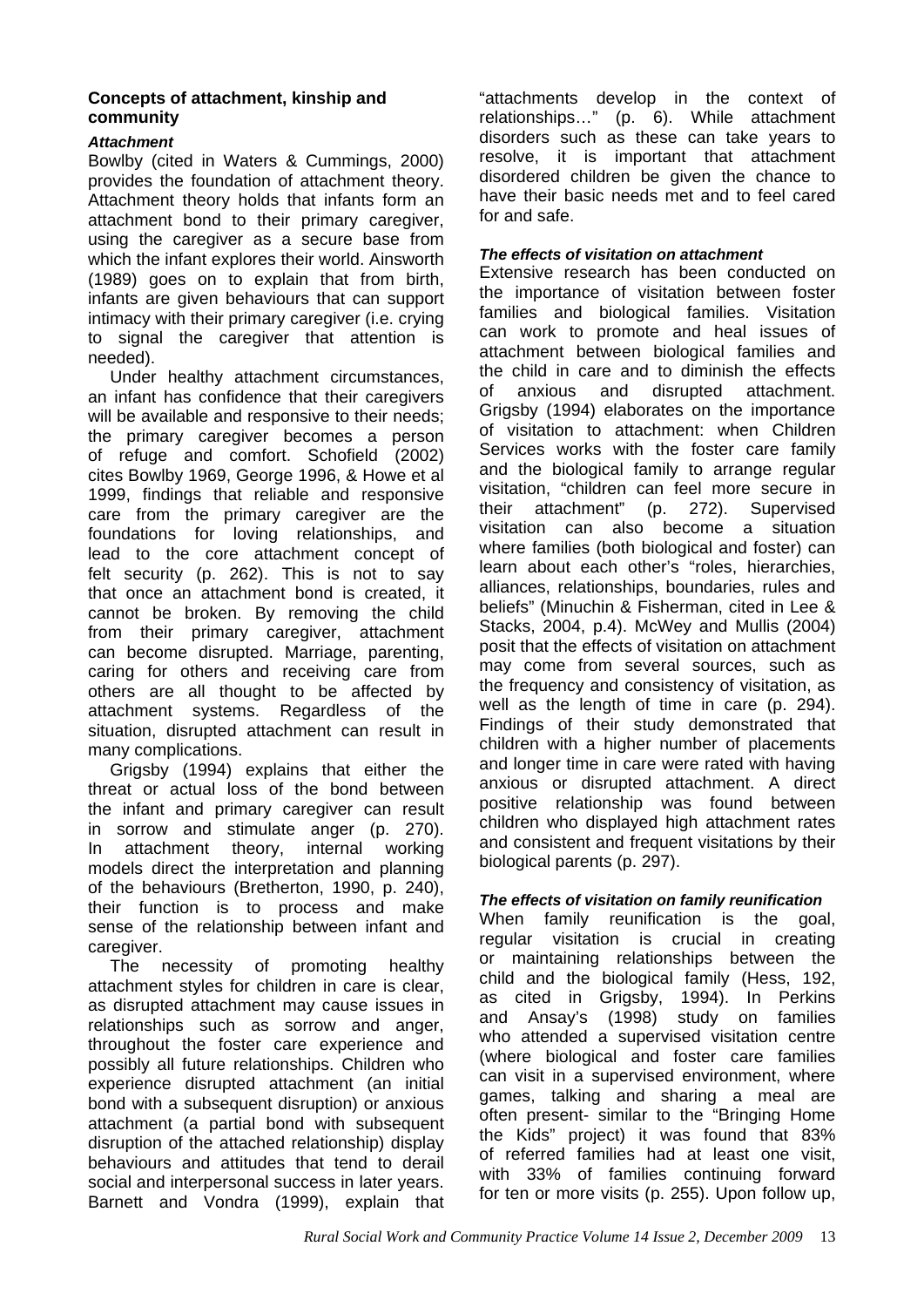## Concepts of attachment, kinship and community

### *Attachment*

Bowlby (cited in Waters & Cummings, 2000) provides the foundation of attachment theory. Attachment theory holds that infants form an attachment bond to their primary caregiver, using the caregiver as a secure base from which the infant explores their world. Ainsworth (1989) goes on to explain that from birth, infants are given behaviours that can support intimacy with their primary caregiver (i.e. crying to signal the caregiver that attention is needed).

Under healthy attachment circumstances, an infant has confidence that their caregivers will be available and responsive to their needs; the primary caregiver becomes a person of refuge and comfort. Schofield (2002) cites Bowlby 1969, George 1996, & Howe et al 1999, findings that reliable and responsive care from the primary caregiver are the foundations for loving relationships, and lead to the core attachment concept of felt security (p. 262). This is not to say that once an attachment bond is created, it cannot be broken. By removing the child from their primary caregiver, attachment can become disrupted. Marriage, parenting, caring for others and receiving care from others are all thought to be affected by attachment systems. Regardless of the situation, disrupted attachment can result in many complications.

Grigsby (1994) explains that either the threat or actual loss of the bond between the infant and primary caregiver can result in sorrow and stimulate anger (p. 270). In attachment theory, internal working models direct the interpretation and planning of the behaviours (Bretherton, 1990, p. 240), their function is to process and make sense of the relationship between infant and caregiver.

The necessity of promoting healthy attachment styles for children in care is clear, as disrupted attachment may cause issues in relationships such as sorrow and anger, throughout the foster care experience and possibly all future relationships. Children who experience disrupted attachment (an initial bond with a subsequent disruption) or anxious attachment (a partial bond with subsequent disruption of the attached relationship) display behaviours and attitudes that tend to derail social and interpersonal success in later years. Barnett and Vondra (1999), explain that "attachments develop in the context of relationships…" (p. 6). While attachment disorders such as these can take years to resolve, it is important that attachment disordered children be given the chance to have their basic needs met and to feel cared for and safe.

### *The effects of visitation on attachment*

Extensive research has been conducted on the importance of visitation between foster families and biological families. Visitation can work to promote and heal issues of attachment between biological families and the child in care and to diminish the effects of anxious and disrupted attachment. Grigsby (1994) elaborates on the importance of visitation to attachment: when Children Services works with the foster care family and the biological family to arrange regular visitation, "children can feel more secure in their attachment" (p. 272). Supervised visitation can also become a situation where families (both biological and foster) can learn about each other's "roles, hierarchies, alliances, relationships, boundaries, rules and beliefs" (Minuchin & Fisherman, cited in Lee & Stacks, 2004, p.4). McWey and Mullis (2004) posit that the effects of visitation on attachment may come from several sources, such as the frequency and consistency of visitation, as well as the length of time in care (p. 294). Findings of their study demonstrated that children with a higher number of placements and longer time in care were rated with having anxious or disrupted attachment. A direct positive relationship was found between children who displayed high attachment rates and consistent and frequent visitations by their biological parents (p. 297).

### *The effects of visitation on family reunification*

When family reunification is the goal, regular visitation is crucial in creating or maintaining relationships between the child and the biological family (Hess, 192, as cited in Grigsby, 1994). In Perkins and Ansay's (1998) study on families who attended a supervised visitation centre (where biological and foster care families can visit in a supervised environment, where games, talking and sharing a meal are often present- similar to the "Bringing Home the Kids" project) it was found that 83% of referred families had at least one visit, with 33% of families continuing forward for ten or more visits (p. 255). Upon follow up,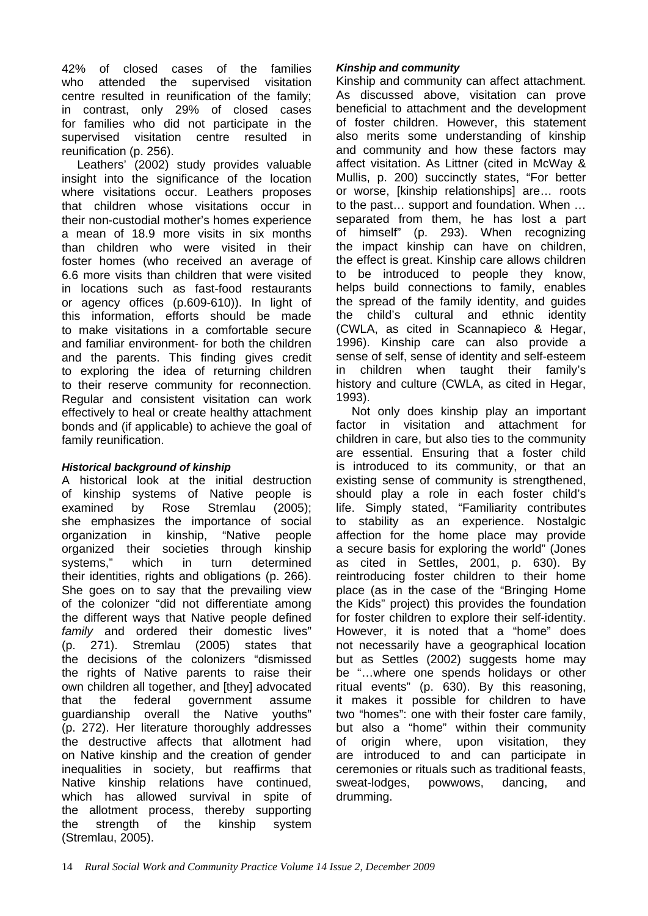42% of closed cases of the families who attended the supervised visitation centre resulted in reunification of the family; in contrast, only 29% of closed cases for families who did not participate in the supervised visitation centre resulted in reunification (p. 256).

Leathers' (2002) study provides valuable insight into the significance of the location where visitations occur. Leathers proposes that children whose visitations occur in their non-custodial mother's homes experience a mean of 18.9 more visits in six months than children who were visited in their foster homes (who received an average of 6.6 more visits than children that were visited in locations such as fast-food restaurants or agency offices (p.609-610)). In light of this information, efforts should be made to make visitations in a comfortable secure and familiar environment- for both the children and the parents. This finding gives credit to exploring the idea of returning children to their reserve community for reconnection. Regular and consistent visitation can work effectively to heal or create healthy attachment bonds and (if applicable) to achieve the goal of family reunification.

### *Historical background of kinship*

A historical look at the initial destruction of kinship systems of Native people is examined by Rose Stremlau (2005); she emphasizes the importance of social organization in kinship, "Native people organized their societies through kinship systems," which in turn determined their identities, rights and obligations (p. 266). She goes on to say that the prevailing view of the colonizer "did not differentiate among the different ways that Native people defined *family* and ordered their domestic lives" (p. 271). Stremlau (2005) states that the decisions of the colonizers "dismissed the rights of Native parents to raise their own children all together, and [they] advocated that the federal government assume guardianship overall the Native youths" (p. 272). Her literature thoroughly addresses the destructive affects that allotment had on Native kinship and the creation of gender inequalities in society, but reaffirms that Native kinship relations have continued, which has allowed survival in spite of the allotment process, thereby supporting the strength of the kinship system (Stremlau, 2005).

### *Kinship and community*

Kinship and community can affect attachment. As discussed above, visitation can prove beneficial to attachment and the development of foster children. However, this statement also merits some understanding of kinship and community and how these factors may affect visitation. As Littner (cited in McWay & Mullis, p. 200) succinctly states, "For better or worse, [kinship relationships] are… roots to the past… support and foundation. When … separated from them, he has lost a part of himself" (p. 293). When recognizing the impact kinship can have on children, the effect is great. Kinship care allows children to be introduced to people they know, helps build connections to family, enables the spread of the family identity, and guides the child's cultural and ethnic identity (CWLA, as cited in Scannapieco & Hegar, 1996). Kinship care can also provide a sense of self, sense of identity and self-esteem in children when taught their family's history and culture (CWLA, as cited in Hegar, 1993).

Not only does kinship play an important factor in visitation and attachment for children in care, but also ties to the community are essential. Ensuring that a foster child is introduced to its community, or that an existing sense of community is strengthened, should play a role in each foster child's life. Simply stated, "Familiarity contributes to stability as an experience. Nostalgic affection for the home place may provide a secure basis for exploring the world" (Jones as cited in Settles, 2001, p. 630). By reintroducing foster children to their home place (as in the case of the "Bringing Home the Kids" project) this provides the foundation for foster children to explore their self-identity. However, it is noted that a "home" does not necessarily have a geographical location but as Settles (2002) suggests home may be "…where one spends holidays or other ritual events" (p. 630). By this reasoning, it makes it possible for children to have two "homes": one with their foster care family, but also a "home" within their community of origin where, upon visitation, they are introduced to and can participate in ceremonies or rituals such as traditional feasts, sweat-lodges, powwows, dancing, and drumming.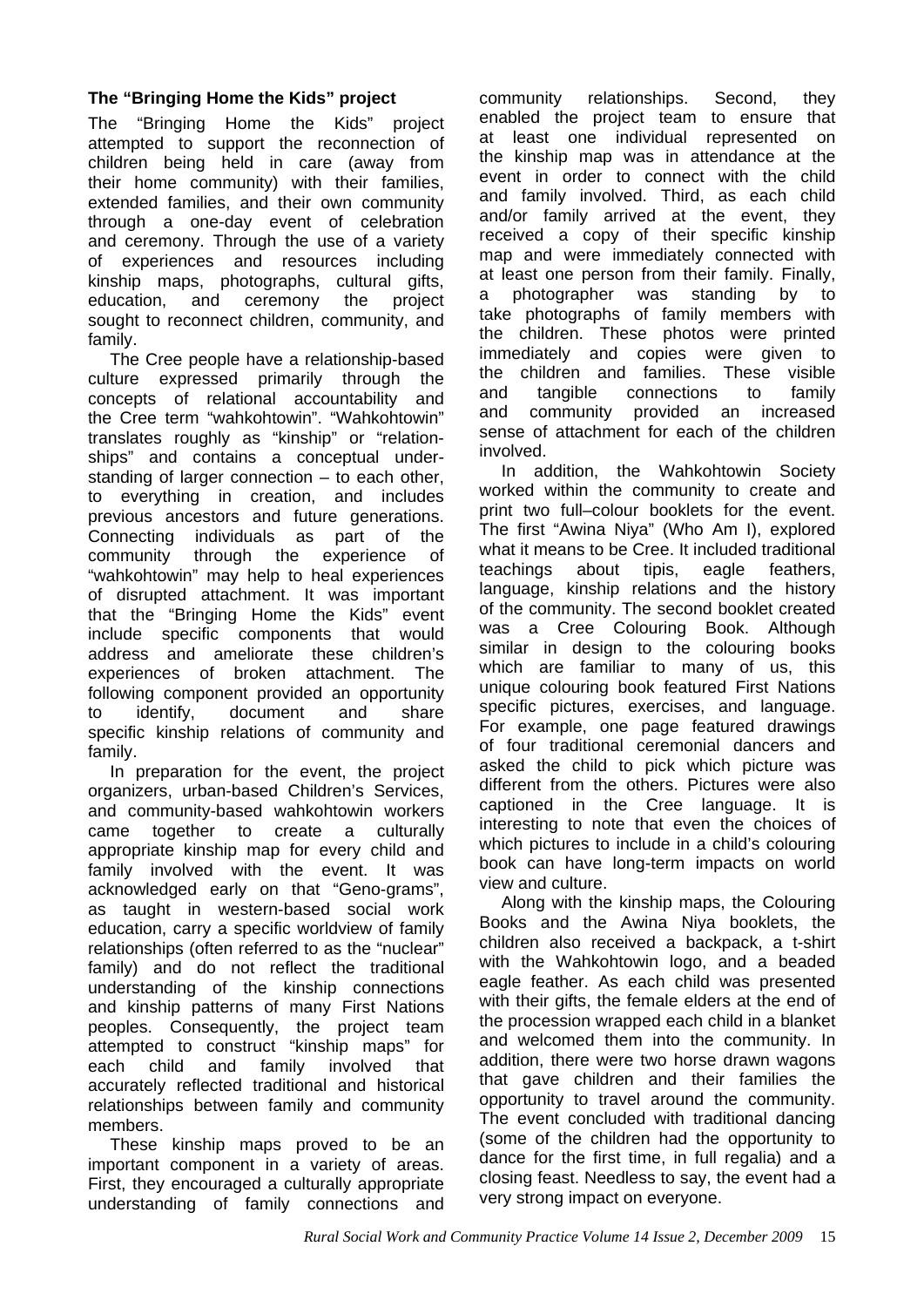### The "Bringing Home the Kids" project

The "Bringing Home the Kids" project attempted to support the reconnection of children being held in care (away from their home community) with their families, extended families, and their own community through a one-day event of celebration and ceremony. Through the use of a variety of experiences and resources including kinship maps, photographs, cultural gifts, education, and ceremony the project sought to reconnect children, community, and family.

The Cree people have a relationship-based culture expressed primarily through the concepts of relational accountability and the Cree term "wahkohtowin". "Wahkohtowin" translates roughly as "kinship" or "relationships" and contains a conceptual understanding of larger connection – to each other, to everything in creation, and includes previous ancestors and future generations. Connecting individuals as part of the community through the experience of "wahkohtowin" may help to heal experiences of disrupted attachment. It was important that the "Bringing Home the Kids" event include specific components that would address and ameliorate these children's experiences of broken attachment. The following component provided an opportunity to identify, document and share specific kinship relations of community and family.

In preparation for the event, the project organizers, urban-based Children's Services, and community-based wahkohtowin workers came together to create a culturally appropriate kinship map for every child and family involved with the event. It was acknowledged early on that "Geno-grams", as taught in western-based social work education, carry a specific worldview of family relationships (often referred to as the "nuclear" family) and do not reflect the traditional understanding of the kinship connections and kinship patterns of many First Nations peoples. Consequently, the project team attempted to construct "kinship maps" for each child and family involved that accurately reflected traditional and historical relationships between family and community members.

These kinship maps proved to be an important component in a variety of areas. First, they encouraged a culturally appropriate understanding of family connections and community relationships. Second, they enabled the project team to ensure that at least one individual represented on the kinship map was in attendance at the event in order to connect with the child and family involved. Third, as each child and/or family arrived at the event, they received a copy of their specific kinship map and were immediately connected with at least one person from their family. Finally, a photographer was standing by to take photographs of family members with the children. These photos were printed immediately and copies were given to the children and families. These visible and tangible connections to family and community provided an increased sense of attachment for each of the children involved.

In addition, the Wahkohtowin Society worked within the community to create and print two full–colour booklets for the event. The first "Awina Niya" (Who Am I), explored what it means to be Cree. It included traditional teachings about tipis, eagle feathers, language, kinship relations and the history of the community. The second booklet created was a Cree Colouring Book. Although similar in design to the colouring books which are familiar to many of us, this unique colouring book featured First Nations specific pictures, exercises, and language. For example, one page featured drawings of four traditional ceremonial dancers and asked the child to pick which picture was different from the others. Pictures were also captioned in the Cree language. It is interesting to note that even the choices of which pictures to include in a child's colouring book can have long-term impacts on world view and culture.

Along with the kinship maps, the Colouring Books and the Awina Niya booklets, the children also received a backpack, a t-shirt with the Wahkohtowin logo, and a beaded eagle feather. As each child was presented with their gifts, the female elders at the end of the procession wrapped each child in a blanket and welcomed them into the community. In addition, there were two horse drawn wagons that gave children and their families the opportunity to travel around the community. The event concluded with traditional dancing (some of the children had the opportunity to dance for the first time, in full regalia) and a closing feast. Needless to say, the event had a very strong impact on everyone.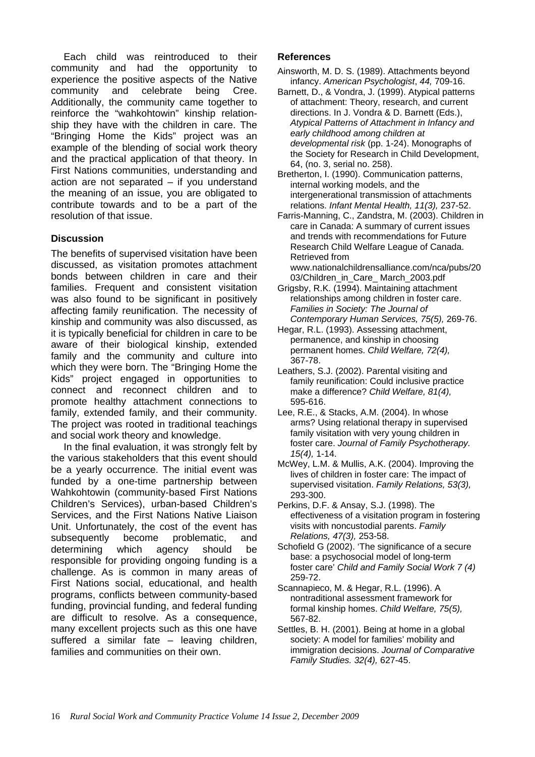Each child was reintroduced to their community and had the opportunity to experience the positive aspects of the Native community and celebrate being Cree. Additionally, the community came together to reinforce the "wahkohtowin" kinship relationship they have with the children in care. The "Bringing Home the Kids" project was an example of the blending of social work theory and the practical application of that theory. In First Nations communities, understanding and action are not separated – if you understand the meaning of an issue, you are obligated to contribute towards and to be a part of the resolution of that issue.

### Discussion

The benefits of supervised visitation have been discussed, as visitation promotes attachment bonds between children in care and their families. Frequent and consistent visitation was also found to be significant in positively affecting family reunification. The necessity of kinship and community was also discussed, as it is typically beneficial for children in care to be aware of their biological kinship, extended family and the community and culture into which they were born. The "Bringing Home the Kids" project engaged in opportunities to connect and reconnect children and to promote healthy attachment connections to family, extended family, and their community. The project was rooted in traditional teachings and social work theory and knowledge.

In the final evaluation, it was strongly felt by the various stakeholders that this event should be a yearly occurrence. The initial event was funded by a one-time partnership between Wahkohtowin (community-based First Nations Children's Services), urban-based Children's Services, and the First Nations Native Liaison Unit. Unfortunately, the cost of the event has subsequently become problematic, and determining which agency should be responsible for providing ongoing funding is a challenge. As is common in many areas of First Nations social, educational, and health programs, conflicts between community-based funding, provincial funding, and federal funding are difficult to resolve. As a consequence, many excellent projects such as this one have suffered a similar fate – leaving children, families and communities on their own.

### References

Ainsworth, M. D. S. (1989). Attachments beyond infancy. *American Psychologist*, *44,* 709-16.

Barnett, D., & Vondra, J. (1999). Atypical patterns of attachment: Theory, research, and current directions. In J. Vondra & D. Barnett (Eds.), *Atypical Patterns of Attachment in Infancy and early childhood among children at developmental risk* (pp. 1-24). Monographs of the Society for Research in Child Development, 64, (no. 3, serial no. 258).

Bretherton, I. (1990). Communication patterns, internal working models, and the intergenerational transmission of attachments relations. *Infant Mental Health, 11(3),* 237-52.

Farris-Manning, C., Zandstra, M. (2003). Children in care in Canada: A summary of current issues and trends with recommendations for Future Research Child Welfare League of Canada. Retrieved from www.nationalchildrensalliance.com/nca/pubs/2003/Children_in_Care_ March_2003.pdf

Grigsby, R.K. (1994). Maintaining attachment relationships among children in foster care. *Families in Society: The Journal of Contemporary Human Services, 75(5),* 269-76.

Hegar, R.L. (1993). Assessing attachment, permanence, and kinship in choosing permanent homes. *Child Welfare, 72(4),* 367-78.

Leathers, S.J. (2002). Parental visiting and family reunification: Could inclusive practice make a difference? *Child Welfare, 81(4),* 595-616.

Lee, R.E., & Stacks, A.M. (2004). In whose arms? Using relational therapy in supervised family visitation with very young children in foster care. *Journal of Family Psychotherapy. 15(4),* 1-14.

McWey, L.M. & Mullis, A.K. (2004). Improving the lives of children in foster care: The impact of supervised visitation. *Family Relations, 53(3),* 293-300.

Perkins, D.F. & Ansay, S.J. (1998). The effectiveness of a visitation program in fostering visits with noncustodial parents. *Family Relations, 47(3),* 253-58.

Schofield G (2002). 'The significance of a secure base: a psychosocial model of long-term foster care' *Child and Family Social Work 7 (4)* 259-72.

Scannapieco, M. & Hegar, R.L. (1996). A nontraditional assessment framework for formal kinship homes. *Child Welfare, 75(5),* 567-82.

Settles, B. H. (2001). Being at home in a global society: A model for families' mobility and immigration decisions. *Journal of Comparative Family Studies. 32(4),* 627-45.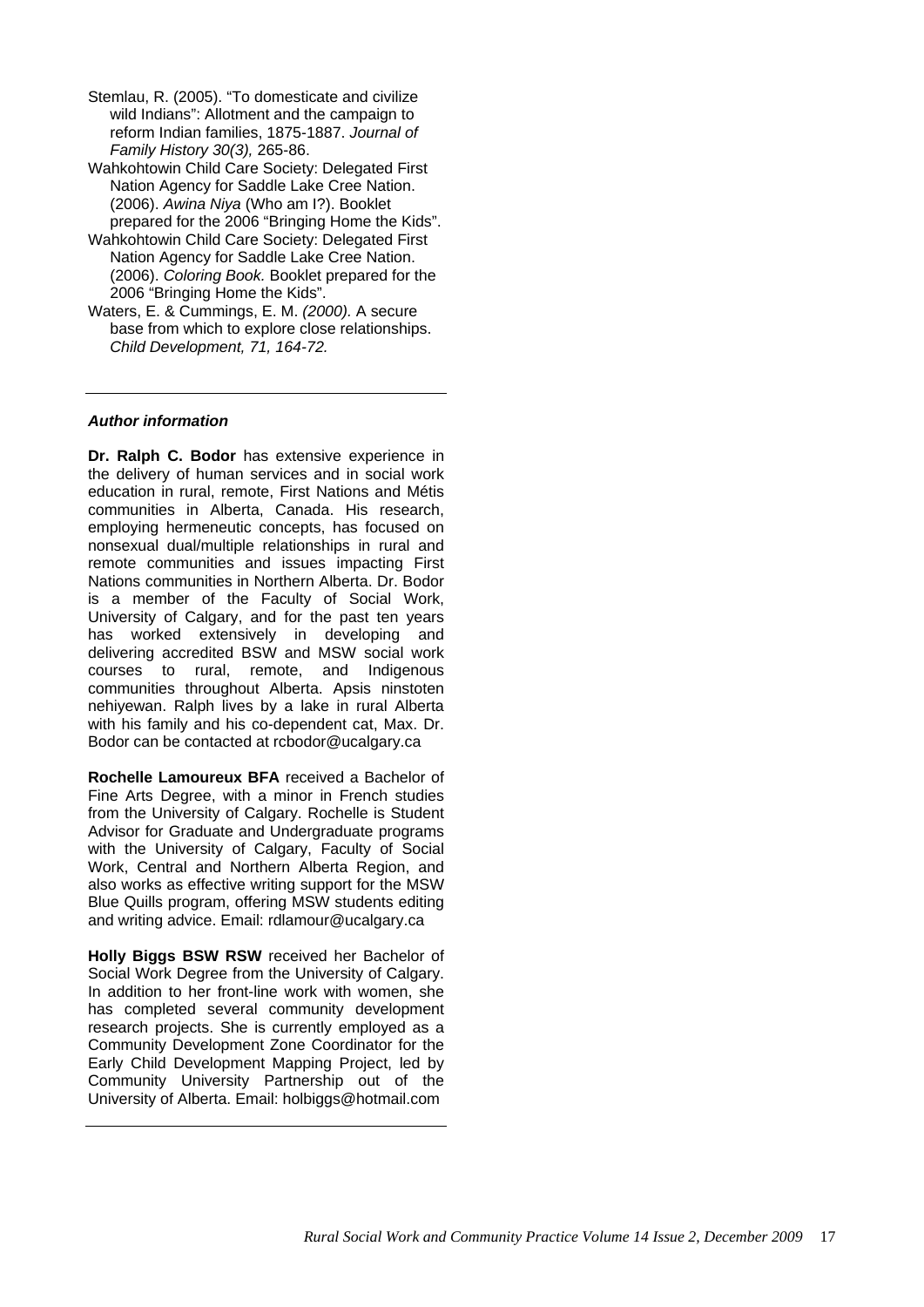Stemlau, R. (2005). "To domesticate and civilize wild Indians": Allotment and the campaign to reform Indian families, 1875-1887. *Journal of Family History 30(3),* 265-86.

Wahkohtowin Child Care Society: Delegated First Nation Agency for Saddle Lake Cree Nation. (2006). *Awina Niya* (Who am I?). Booklet prepared for the 2006 "Bringing Home the Kids".

Wahkohtowin Child Care Society: Delegated First Nation Agency for Saddle Lake Cree Nation. (2006). *Coloring Book.* Booklet prepared for the 2006 "Bringing Home the Kids".

Waters, E. & Cummings, E. M. *(2000).* A secure base from which to explore close relationships. *Child Development, 71, 164-72.*

---

***Author information***

**Dr. Ralph C. Bodor** has extensive experience in the delivery of human services and in social work education in rural, remote, First Nations and Métis communities in Alberta, Canada. His research, employing hermeneutic concepts, has focused on nonsexual dual/multiple relationships in rural and remote communities and issues impacting First Nations communities in Northern Alberta. Dr. Bodor is a member of the Faculty of Social Work, University of Calgary, and for the past ten years has worked extensively in developing and delivering accredited BSW and MSW social work courses to rural, remote, and Indigenous communities throughout Alberta. Apsis ninstoten nehiyewan. Ralph lives by a lake in rural Alberta with his family and his co-dependent cat, Max. Dr. Bodor can be contacted at rcbodor@ucalgary.ca

**Rochelle Lamoureux BFA** received a Bachelor of Fine Arts Degree, with a minor in French studies from the University of Calgary. Rochelle is Student Advisor for Graduate and Undergraduate programs with the University of Calgary, Faculty of Social Work, Central and Northern Alberta Region, and also works as effective writing support for the MSW Blue Quills program, offering MSW students editing and writing advice. Email: rdlamour@ucalgary.ca

**Holly Biggs BSW RSW** received her Bachelor of Social Work Degree from the University of Calgary. In addition to her front-line work with women, she has completed several community development research projects. She is currently employed as a Community Development Zone Coordinator for the Early Child Development Mapping Project, led by Community University Partnership out of the University of Alberta. Email: holbiggs@hotmail.com

---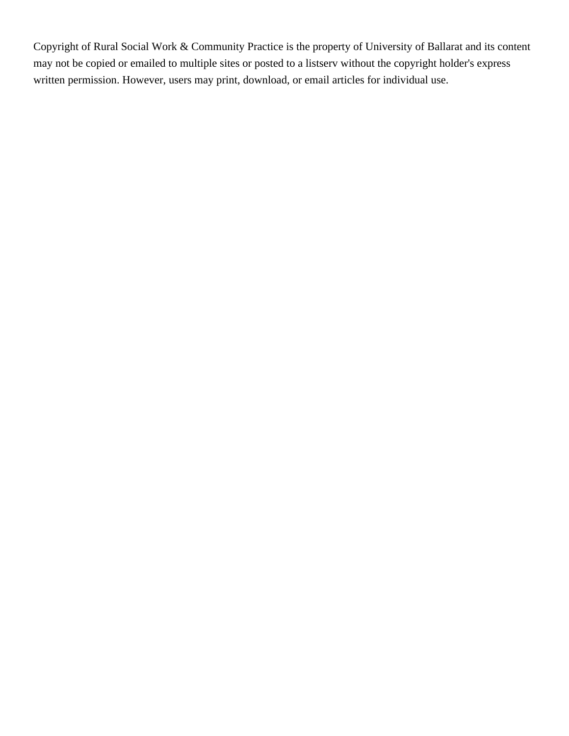Copyright of Rural Social Work & Community Practice is the property of University of Ballarat and its content may not be copied or emailed to multiple sites or posted to a listserv without the copyright holder's express written permission. However, users may print, download, or email articles for individual use.